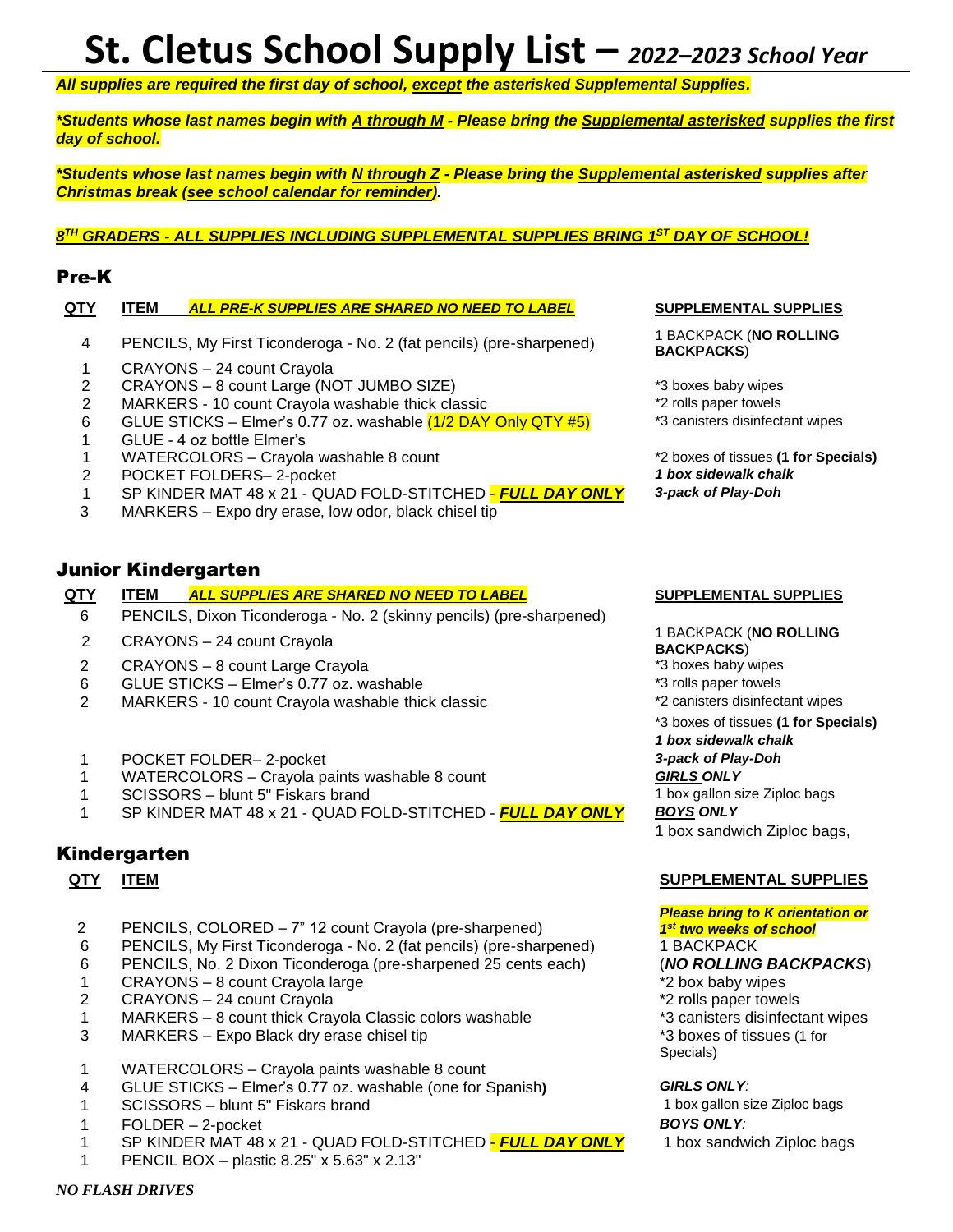# St. Cletus School Supply List – *2022–2023 School Year*

***All supplies are required the first day of school, <u>except</u> the asterisked Supplemental Supplies.***

***\*Students whose last names begin with <u>A through M</u> - Please bring the <u>Supplemental asterisked</u> supplies the first day of school.***

***\*Students whose last names begin with <u>N through Z</u> - Please bring the <u>Supplemental asterisked</u> supplies after Christmas break (<u>see school calendar for reminder</u>).***

***<u>8TH GRADERS - ALL SUPPLIES INCLUDING SUPPLEMENTAL SUPPLIES BRING 1ST DAY OF SCHOOL!</u>***

## Pre-K

| QTY | ITEM ***ALL PRE-K SUPPLIES ARE SHARED NO NEED TO LABEL*** |
|---|---|
| 4 | PENCILS, My First Ticonderoga - No. 2 (fat pencils) (pre-sharpened) |
| 1 | CRAYONS – 24 count Crayola |
| 2 | CRAYONS – 8 count Large (NOT JUMBO SIZE) |
| 2 | MARKERS - 10 count Crayola washable thick classic |
| 6 | GLUE STICKS – Elmer's 0.77 oz. washable (1/2 DAY Only QTY #5) |
| 1 | GLUE - 4 oz bottle Elmer's |
| 1 | WATERCOLORS – Crayola washable 8 count |
| 2 | POCKET FOLDERS– 2-pocket |
| 1 | SP KINDER MAT 48 x 21 - QUAD FOLD-STITCHED - ***<u>FULL DAY ONLY</u>*** |
| 3 | MARKERS – Expo dry erase, low odor, black chisel tip |

**<u>SUPPLEMENTAL SUPPLIES</u>**

1 BACKPACK (**NO ROLLING BACKPACKS**)

*3 boxes baby wipes
*2 rolls paper towels
*3 canisters disinfectant wipes

*2 boxes of tissues **(1 for Specials)**
***1 box sidewalk chalk***
***3-pack of Play-Doh***

## Junior Kindergarten

| QTY | ITEM ***ALL SUPPLIES ARE SHARED NO NEED TO LABEL*** |
|---|---|
| 6 | PENCILS, Dixon Ticonderoga - No. 2 (skinny pencils) (pre-sharpened) |
| 2 | CRAYONS – 24 count Crayola |
| 2 | CRAYONS – 8 count Large Crayola |
| 6 | GLUE STICKS – Elmer's 0.77 oz. washable |
| 2 | MARKERS - 10 count Crayola washable thick classic |
| 1 | POCKET FOLDER– 2-pocket |
| 1 | WATERCOLORS – Crayola paints washable 8 count |
| 1 | SCISSORS – blunt 5" Fiskars brand |
| 1 | SP KINDER MAT 48 x 21 - QUAD FOLD-STITCHED - ***<u>FULL DAY ONLY</u>*** |

**<u>SUPPLEMENTAL SUPPLIES</u>**

1 BACKPACK (**NO ROLLING BACKPACKS**)
*3 boxes baby wipes
*3 rolls paper towels
*2 canisters disinfectant wipes
*3 boxes of tissues **(1 for Specials)**
***1 box sidewalk chalk***
***3-pack of Play-Doh***
***<u>GIRLS</u> ONLY***
1 box gallon size Ziploc bags
***<u>BOYS</u> ONLY***
1 box sandwich Ziploc bags,

## Kindergarten

| QTY | ITEM |
|---|---|
| 2 | PENCILS, COLORED – 7" 12 count Crayola (pre-sharpened) |
| 6 | PENCILS, My First Ticonderoga - No. 2 (fat pencils) (pre-sharpened) |
| 6 | PENCILS, No. 2 Dixon Ticonderoga (pre-sharpened 25 cents each) |
| 1 | CRAYONS – 8 count Crayola large |
| 2 | CRAYONS – 24 count Crayola |
| 1 | MARKERS – 8 count thick Crayola Classic colors washable |
| 3 | MARKERS – Expo Black dry erase chisel tip |
| 1 | WATERCOLORS – Crayola paints washable 8 count |
| 4 | GLUE STICKS – Elmer's 0.77 oz. washable (one for Spanish**)** |
| 1 | SCISSORS – blunt 5" Fiskars brand |
| 1 | FOLDER – 2-pocket |
| 1 | SP KINDER MAT 48 x 21 - QUAD FOLD-STITCHED - ***<u>FULL DAY ONLY</u>*** |
| 1 | PENCIL BOX – plastic 8.25" x 5.63" x 2.13" |

**<u>SUPPLEMENTAL SUPPLIES</u>**

***Please bring to K orientation or 1st two weeks of school***
1 BACKPACK
(***NO ROLLING BACKPACKS***)
*2 box baby wipes
*2 rolls paper towels
*3 canisters disinfectant wipes
*3 boxes of tissues (1 for Specials)

***GIRLS ONLY:***
1 box gallon size Ziploc bags
***BOYS ONLY:***
1 box sandwich Ziploc bags

***NO FLASH DRIVES***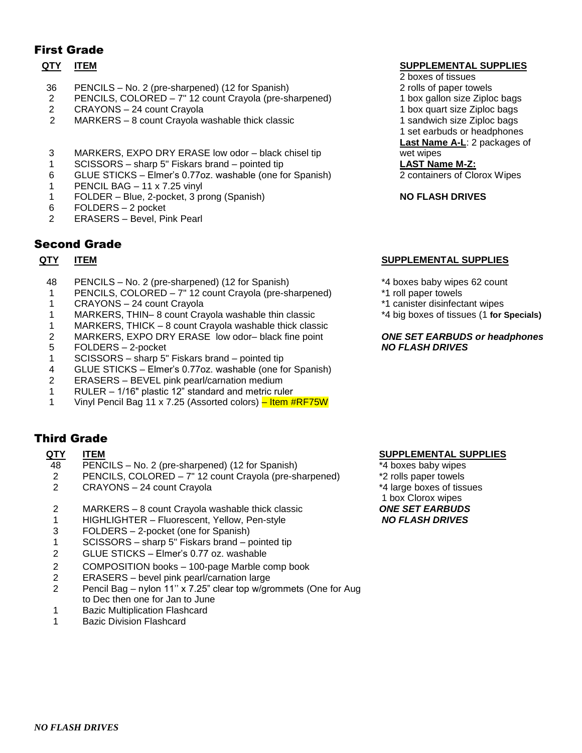## First Grade

| QTY | ITEM |
|---|---|
| 36 | PENCILS – No. 2 (pre-sharpened) (12 for Spanish) |
| 2 | PENCILS, COLORED – 7" 12 count Crayola (pre-sharpened) |
| 2 | CRAYONS – 24 count Crayola |
| 2 | MARKERS – 8 count Crayola washable thick classic |
| 3 | MARKERS, EXPO DRY ERASE low odor – black chisel tip |
| 1 | SCISSORS – sharp 5" Fiskars brand – pointed tip |
| 6 | GLUE STICKS – Elmer's 0.77oz. washable (one for Spanish) |
| 1 | PENCIL BAG – 11 x 7.25 vinyl |
| 1 | FOLDER – Blue, 2-pocket, 3 prong (Spanish) |
| 6 | FOLDERS – 2 pocket |
| 2 | ERASERS – Bevel, Pink Pearl |

**SUPPLEMENTAL SUPPLIES**

2 boxes of tissues
2 rolls of paper towels
1 box gallon size Ziploc bags
1 box quart size Ziploc bags
1 sandwich size Ziploc bags
1 set earbuds or headphones
**Last Name A-L**: 2 packages of wet wipes
**LAST Name M-Z:**
2 containers of Clorox Wipes

**NO FLASH DRIVES**

## Second Grade

| QTY | ITEM |
|---|---|
| 48 | PENCILS – No. 2 (pre-sharpened) (12 for Spanish) |
| 1 | PENCILS, COLORED – 7" 12 count Crayola (pre-sharpened) |
| 1 | CRAYONS – 24 count Crayola |
| 1 | MARKERS, THIN– 8 count Crayola washable thin classic |
| 1 | MARKERS, THICK – 8 count Crayola washable thick classic |
| 2 | MARKERS, EXPO DRY ERASE low odor– black fine point |
| 5 | FOLDERS – 2-pocket |
| 1 | SCISSORS – sharp 5" Fiskars brand – pointed tip |
| 4 | GLUE STICKS – Elmer's 0.77oz. washable (one for Spanish) |
| 2 | ERASERS – BEVEL pink pearl/carnation medium |
| 1 | RULER – 1/16" plastic 12" standard and metric ruler |
| 1 | Vinyl Pencil Bag 11 x 7.25 (Assorted colors) – Item #RF75W |

**SUPPLEMENTAL SUPPLIES**

*4 boxes baby wipes 62 count
*1 roll paper towels
*1 canister disinfectant wipes
*4 big boxes of tissues (1 **for Specials)**

***ONE SET EARBUDS or headphones***
***NO FLASH DRIVES***

## Third Grade

| QTY | ITEM |
|---|---|
| 48 | PENCILS – No. 2 (pre-sharpened) (12 for Spanish) |
| 2 | PENCILS, COLORED – 7" 12 count Crayola (pre-sharpened) |
| 2 | CRAYONS – 24 count Crayola |
| 2 | MARKERS – 8 count Crayola washable thick classic |
| 1 | HIGHLIGHTER – Fluorescent, Yellow, Pen-style |
| 3 | FOLDERS – 2-pocket (one for Spanish) |
| 1 | SCISSORS – sharp 5" Fiskars brand – pointed tip |
| 2 | GLUE STICKS – Elmer's 0.77 oz. washable |
| 2 | COMPOSITION books – 100-page Marble comp book |
| 2 | ERASERS – bevel pink pearl/carnation large |
| 2 | Pencil Bag – nylon 11'' x 7.25" clear top w/grommets (One for Aug to Dec then one for Jan to June |
| 1 | Bazic Multiplication Flashcard |
| 1 | Bazic Division Flashcard |

**SUPPLEMENTAL SUPPLIES**

*4 boxes baby wipes
*2 rolls paper towels
*4 large boxes of tissues
1 box Clorox wipes
***ONE SET EARBUDS***
***NO FLASH DRIVES***

***NO FLASH DRIVES***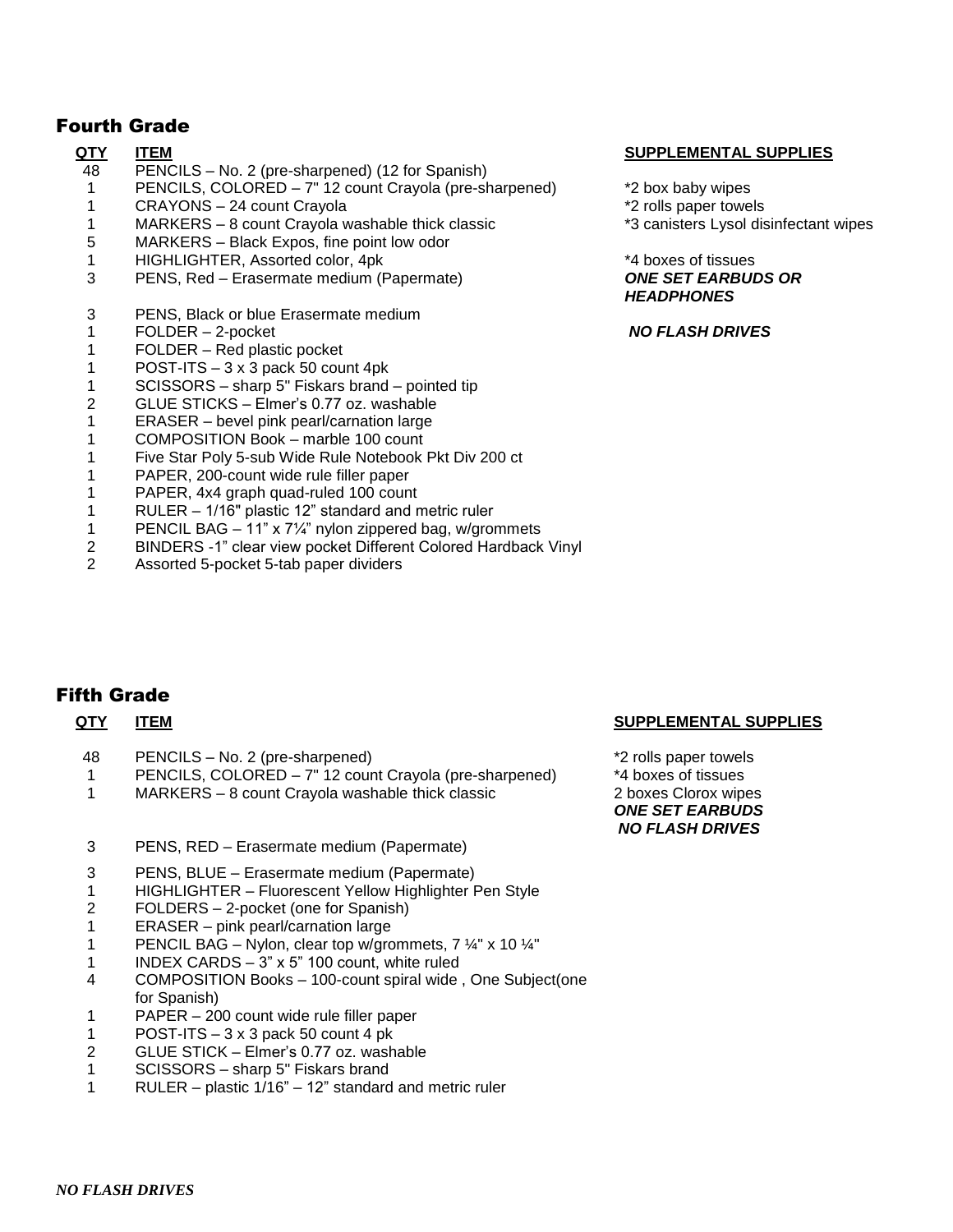## Fourth Grade

| QTY | ITEM |
|---|---|
| 48 | PENCILS – No. 2 (pre-sharpened) (12 for Spanish) |
| 1 | PENCILS, COLORED – 7" 12 count Crayola (pre-sharpened) |
| 1 | CRAYONS – 24 count Crayola |
| 1 | MARKERS – 8 count Crayola washable thick classic |
| 5 | MARKERS – Black Expos, fine point low odor |
| 1 | HIGHLIGHTER, Assorted color, 4pk |
| 3 | PENS, Red – Erasermate medium (Papermate) |
| 3 | PENS, Black or blue Erasermate medium |
| 1 | FOLDER – 2-pocket |
| 1 | FOLDER – Red plastic pocket |
| 1 | POST-ITS – 3 x 3 pack 50 count 4pk |
| 1 | SCISSORS – sharp 5" Fiskars brand – pointed tip |
| 2 | GLUE STICKS – Elmer's 0.77 oz. washable |
| 1 | ERASER – bevel pink pearl/carnation large |
| 1 | COMPOSITION Book – marble 100 count |
| 1 | Five Star Poly 5-sub Wide Rule Notebook Pkt Div 200 ct |
| 1 | PAPER, 200-count wide rule filler paper |
| 1 | PAPER, 4x4 graph quad-ruled 100 count |
| 1 | RULER – 1/16" plastic 12" standard and metric ruler |
| 1 | PENCIL BAG – 11" x 7¼" nylon zippered bag, w/grommets |
| 2 | BINDERS -1" clear view pocket Different Colored Hardback Vinyl |
| 2 | Assorted 5-pocket 5-tab paper dividers |

**SUPPLEMENTAL SUPPLIES**

*2 box baby wipes
*2 rolls paper towels
*3 canisters Lysol disinfectant wipes

*4 boxes of tissues
***ONE SET EARBUDS OR HEADPHONES***

***NO FLASH DRIVES***

## Fifth Grade

| QTY | ITEM |
|---|---|
| 48 | PENCILS – No. 2 (pre-sharpened) |
| 1 | PENCILS, COLORED – 7" 12 count Crayola (pre-sharpened) |
| 1 | MARKERS – 8 count Crayola washable thick classic |
| 3 | PENS, RED – Erasermate medium (Papermate) |
| 3 | PENS, BLUE – Erasermate medium (Papermate) |
| 1 | HIGHLIGHTER – Fluorescent Yellow Highlighter Pen Style |
| 2 | FOLDERS – 2-pocket (one for Spanish) |
| 1 | ERASER – pink pearl/carnation large |
| 1 | PENCIL BAG – Nylon, clear top w/grommets, 7 ¼" x 10 ¼" |
| 1 | INDEX CARDS – 3" x 5" 100 count, white ruled |
| 4 | COMPOSITION Books – 100-count spiral wide , One Subject(one for Spanish) |
| 1 | PAPER – 200 count wide rule filler paper |
| 1 | POST-ITS – 3 x 3 pack 50 count 4 pk |
| 2 | GLUE STICK – Elmer's 0.77 oz. washable |
| 1 | SCISSORS – sharp 5" Fiskars brand |
| 1 | RULER – plastic 1/16" – 12" standard and metric ruler |

**SUPPLEMENTAL SUPPLIES**

*2 rolls paper towels
*4 boxes of tissues
2 boxes Clorox wipes
***ONE SET EARBUDS***
***NO FLASH DRIVES***

***NO FLASH DRIVES***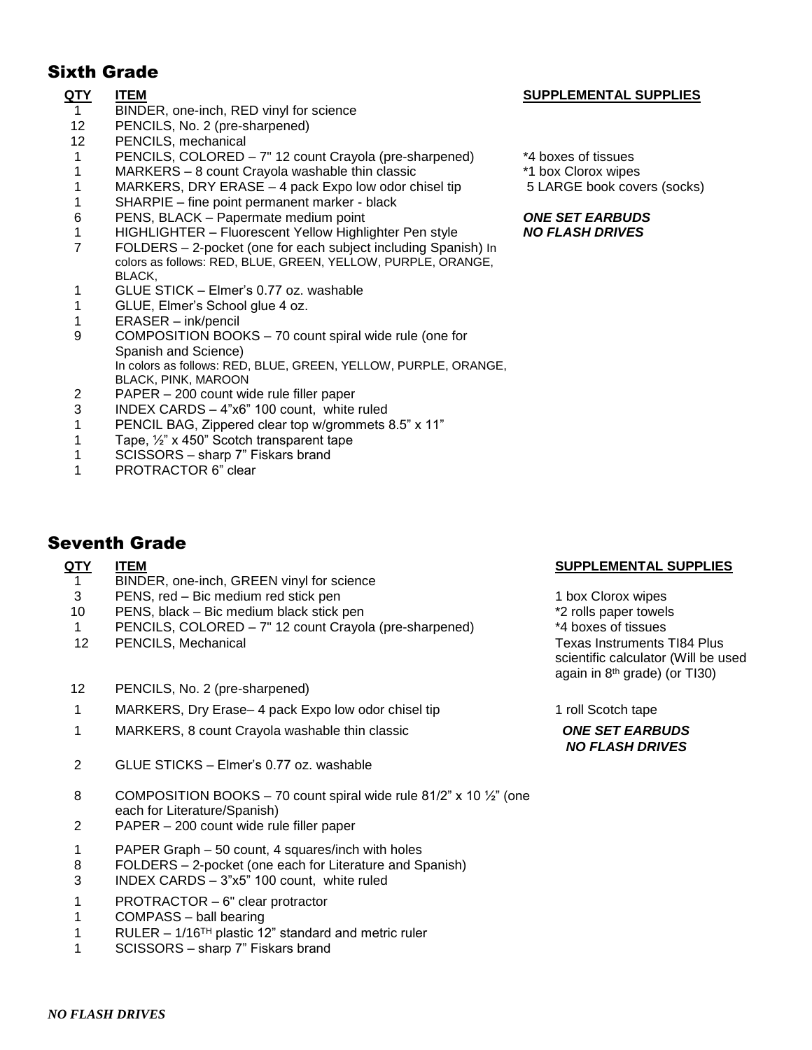## Sixth Grade

| QTY | ITEM |
|---|---|
| 1 | BINDER, one-inch, RED vinyl for science |
| 12 | PENCILS, No. 2 (pre-sharpened) |
| 12 | PENCILS, mechanical |
| 1 | PENCILS, COLORED – 7" 12 count Crayola (pre-sharpened) |
| 1 | MARKERS – 8 count Crayola washable thin classic |
| 1 | MARKERS, DRY ERASE – 4 pack Expo low odor chisel tip |
| 1 | SHARPIE – fine point permanent marker - black |
| 6 | PENS, BLACK – Papermate medium point |
| 1 | HIGHLIGHTER – Fluorescent Yellow Highlighter Pen style |
| 7 | FOLDERS – 2-pocket (one for each subject including Spanish) In colors as follows: RED, BLUE, GREEN, YELLOW, PURPLE, ORANGE, BLACK, |
| 1 | GLUE STICK – Elmer's 0.77 oz. washable |
| 1 | GLUE, Elmer's School glue 4 oz. |
| 1 | ERASER – ink/pencil |
| 9 | COMPOSITION BOOKS – 70 count spiral wide rule (one for Spanish and Science) In colors as follows: RED, BLUE, GREEN, YELLOW, PURPLE, ORANGE, BLACK, PINK, MAROON |
| 2 | PAPER – 200 count wide rule filler paper |
| 3 | INDEX CARDS – 4"x6" 100 count, white ruled |
| 1 | PENCIL BAG, Zippered clear top w/grommets 8.5" x 11" |
| 1 | Tape, ½" x 450" Scotch transparent tape |
| 1 | SCISSORS – sharp 7" Fiskars brand |
| 1 | PROTRACTOR 6" clear |

**SUPPLEMENTAL SUPPLIES**

- *4 boxes of tissues
- *1 box Clorox wipes
- 5 LARGE book covers (socks)

***ONE SET EARBUDS***
***NO FLASH DRIVES***

## Seventh Grade

| QTY | ITEM |
|---|---|
| 1 | BINDER, one-inch, GREEN vinyl for science |
| 3 | PENS, red – Bic medium red stick pen |
| 10 | PENS, black – Bic medium black stick pen |
| 1 | PENCILS, COLORED – 7" 12 count Crayola (pre-sharpened) |
| 12 | PENCILS, Mechanical |
| 12 | PENCILS, No. 2 (pre-sharpened) |
| 1 | MARKERS, Dry Erase– 4 pack Expo low odor chisel tip |
| 1 | MARKERS, 8 count Crayola washable thin classic |
| 2 | GLUE STICKS – Elmer's 0.77 oz. washable |
| 8 | COMPOSITION BOOKS – 70 count spiral wide rule 81/2" x 10 ½" (one each for Literature/Spanish) |
| 2 | PAPER – 200 count wide rule filler paper |
| 1 | PAPER Graph – 50 count, 4 squares/inch with holes |
| 8 | FOLDERS – 2-pocket (one each for Literature and Spanish) |
| 3 | INDEX CARDS – 3"x5" 100 count, white ruled |
| 1 | PROTRACTOR – 6" clear protractor |
| 1 | COMPASS – ball bearing |
| 1 | RULER – 1/16TH plastic 12" standard and metric ruler |
| 1 | SCISSORS – sharp 7" Fiskars brand |

**SUPPLEMENTAL SUPPLIES**

- 1 box Clorox wipes
- *2 rolls paper towels
- *4 boxes of tissues
- Texas Instruments TI84 Plus scientific calculator (Will be used again in 8th grade) (or TI30)
- 1 roll Scotch tape

***ONE SET EARBUDS***
***NO FLASH DRIVES***

***NO FLASH DRIVES***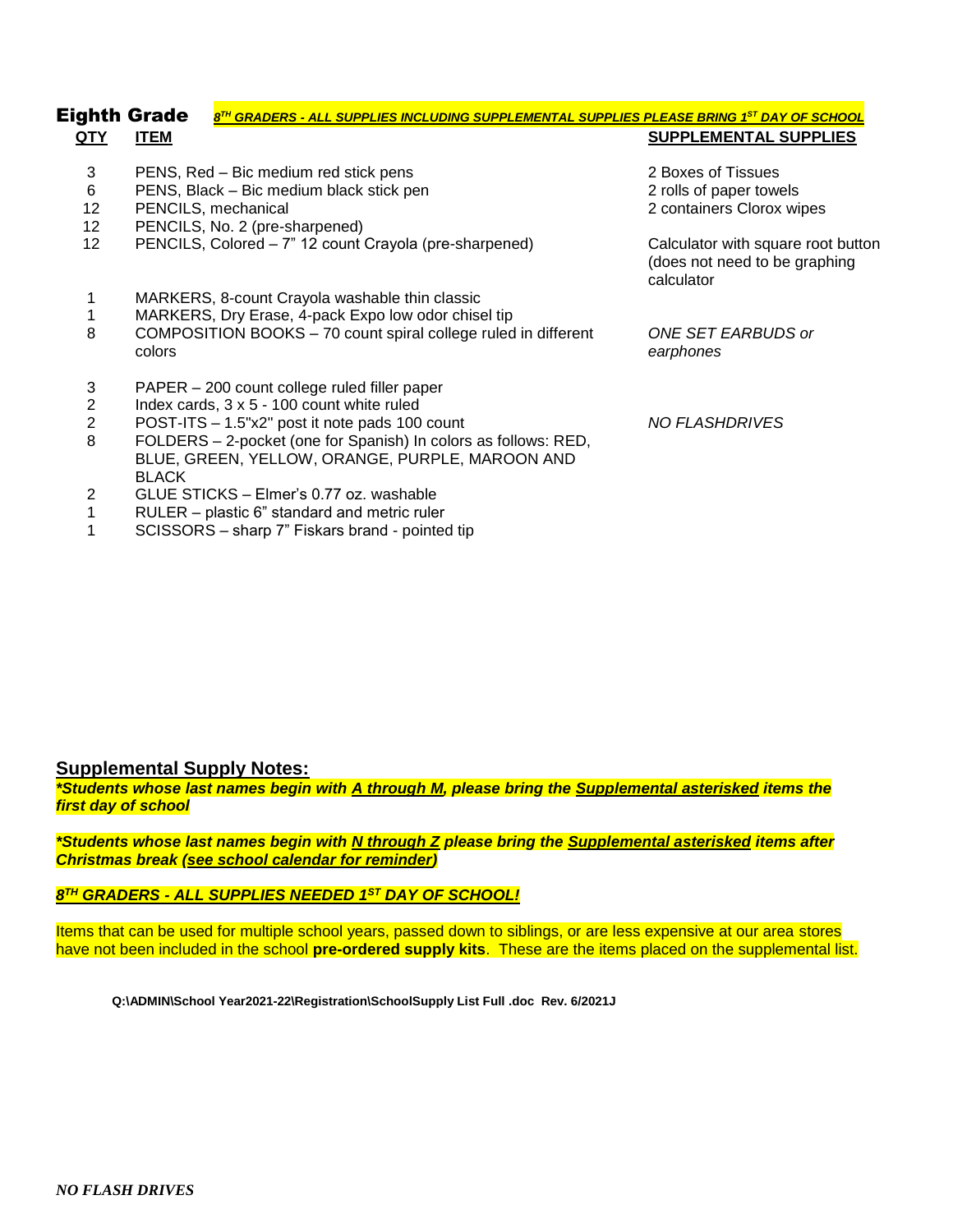## Eighth Grade

***8TH GRADERS - ALL SUPPLIES INCLUDING SUPPLEMENTAL SUPPLIES PLEASE BRING 1ST DAY OF SCHOOL***

| QTY | ITEM |
|---|---|
| 3 | PENS, Red – Bic medium red stick pens |
| 6 | PENS, Black – Bic medium black stick pen |
| 12 | PENCILS, mechanical |
| 12 | PENCILS, No. 2 (pre-sharpened) |
| 12 | PENCILS, Colored – 7" 12 count Crayola (pre-sharpened) |
| 1 | MARKERS, 8-count Crayola washable thin classic |
| 1 | MARKERS, Dry Erase, 4-pack Expo low odor chisel tip |
| 8 | COMPOSITION BOOKS – 70 count spiral college ruled in different colors |
| 3 | PAPER – 200 count college ruled filler paper |
| 2 | Index cards, 3 x 5 - 100 count white ruled |
| 2 | POST-ITS – 1.5"x2" post it note pads 100 count |
| 8 | FOLDERS – 2-pocket (one for Spanish) In colors as follows: RED, BLUE, GREEN, YELLOW, ORANGE, PURPLE, MAROON AND BLACK |
| 2 | GLUE STICKS – Elmer's 0.77 oz. washable |
| 1 | RULER – plastic 6" standard and metric ruler |
| 1 | SCISSORS – sharp 7" Fiskars brand - pointed tip |

**SUPPLEMENTAL SUPPLIES**

2 Boxes of Tissues
2 rolls of paper towels
2 containers Clorox wipes

Calculator with square root button (does not need to be graphing calculator

*ONE SET EARBUDS or earphones*

*NO FLASHDRIVES*

## Supplemental Supply Notes:

***\*Students whose last names begin with A through M, please bring the Supplemental asterisked items the first day of school***

***\*Students whose last names begin with N through Z please bring the Supplemental asterisked items after Christmas break (see school calendar for reminder)***

***8TH GRADERS - ALL SUPPLIES NEEDED 1ST DAY OF SCHOOL!***

Items that can be used for multiple school years, passed down to siblings, or are less expensive at our area stores have not been included in the school **pre-ordered supply kits**. These are the items placed on the supplemental list.

**Q:\ADMIN\School Year2021-22\Registration\SchoolSupply List Full .doc Rev. 6/2021J**

*NO FLASH DRIVES*